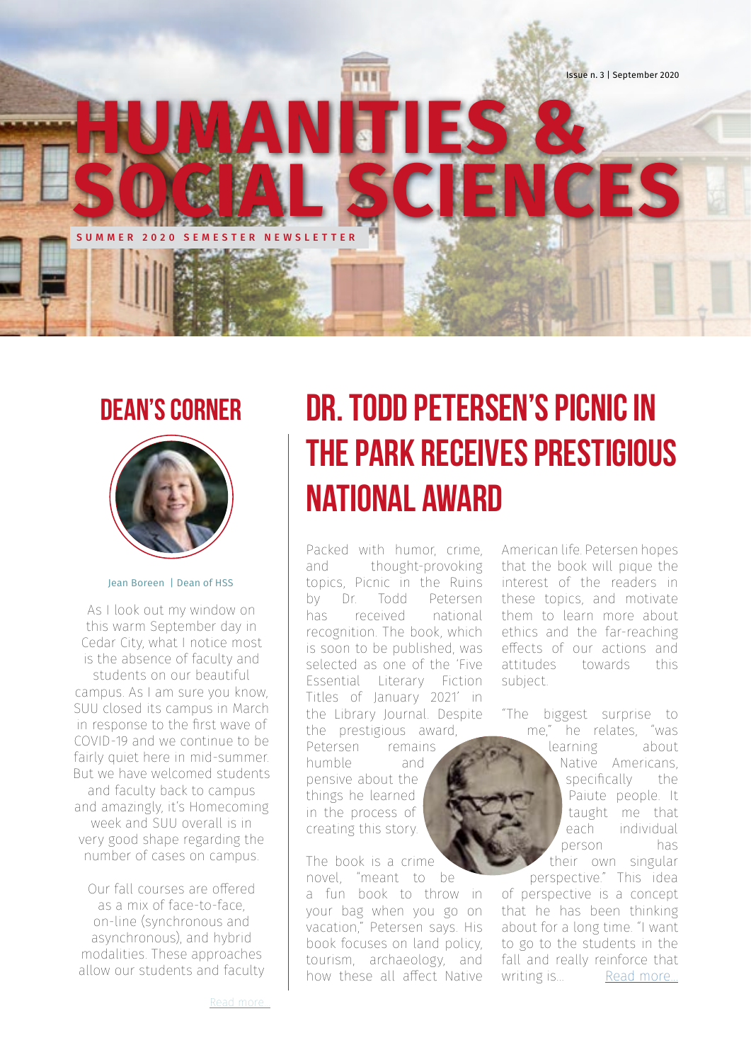Issue n. 3 | September 2020

# HUMANITIES & SOCIAL SCIENCES

SUMMER 2020 SEMESTER NEWSLETTER

## DEAN'S CORNER

Jean Boreen | Dean of HSS

As I look out my window on this warm September day in Cedar City, what I notice most is the absence of faculty and students on our beautiful campus. As I am sure you know, SUU closed its campus in March in response to the first wave of COVID-19 and we continue to be fairly quiet here in mid-summer. But we have welcomed students and faculty back to campus and amazingly, it's Homecoming week and SUU overall is in very good shape regarding the number of cases on campus.

Our fall courses are offered as a mix of face-to-face, on-line (synchronous and asynchronous), and hybrid modalities. These approaches allow our students and faculty

Read more...

## DR. TODD PETERSEN'S PICNIC IN THE PARK RECEIVES PRESTIGIOUS NATIONAL AWARD

Packed with humor, crime, and thought-provoking topics, Picnic in the Ruins by Dr. Todd Petersen has received national recognition. The book, which is soon to be published, was selected as one of the 'Five Essential Literary Fiction Titles of January 2021' in the Library Journal. Despite the prestigious award, Petersen remains humble and pensive about the things he learned in the process of creating this story.

The book is a crime novel, "meant to be a fun book to throw in your bag when you go on vacation," Petersen says. His book focuses on land policy, tourism, archaeology, and how these all affect Native American life. Petersen hopes that the book will pique the interest of the readers in these topics, and motivate them to learn more about ethics and the far-reaching effects of our actions and attitudes towards this subject.

"The biggest surprise to me," he relates, "was learning about Native Americans, specifically the Paiute people. It taught me that each individual person has their own singular perspective." This idea of perspective is a concept that he has been thinking about for a long time. "I want to go to the students in the fall and really reinforce that writing is... Read more...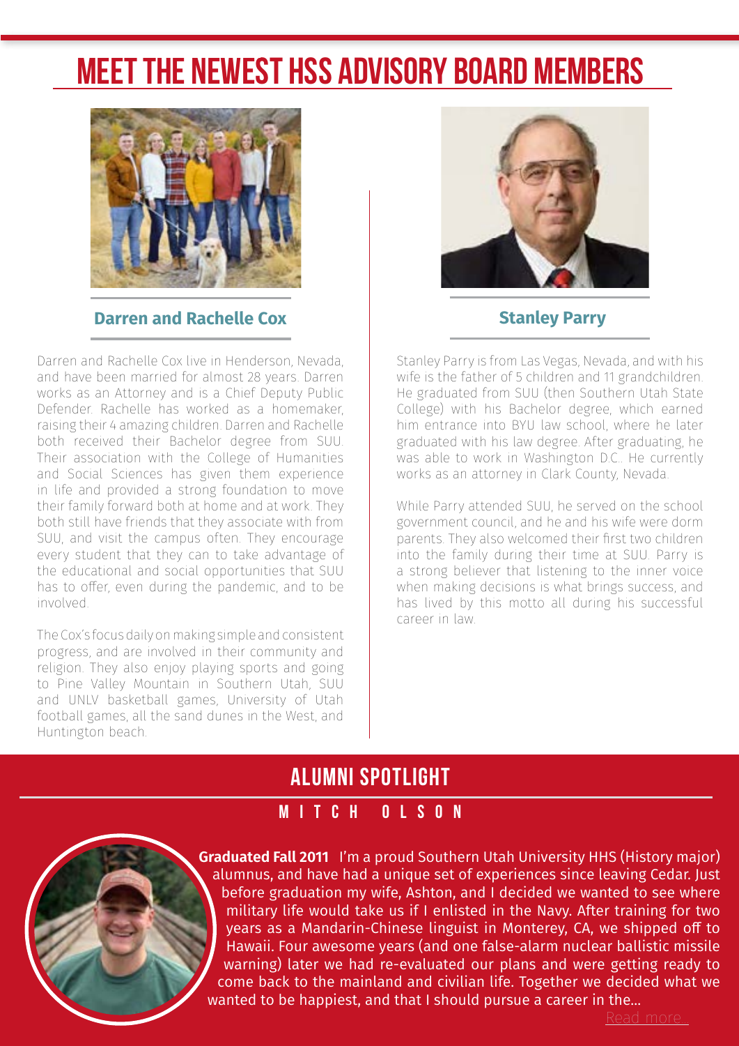# MEET THE NEWEST HSS ADVISORY BOARD MEMBERS

## Darren and Rachelle Cox

Darren and Rachelle Cox live in Henderson, Nevada, and have been married for almost 28 years. Darren works as an Attorney and is a Chief Deputy Public Defender. Rachelle has worked as a homemaker, raising their 4 amazing children. Darren and Rachelle both received their Bachelor degree from SUU. Their association with the College of Humanities and Social Sciences has given them experience in life and provided a strong foundation to move their family forward both at home and at work. They both still have friends that they associate with from SUU, and visit the campus often. They encourage every student that they can to take advantage of the educational and social opportunities that SUU has to offer, even during the pandemic, and to be involved.

The Cox's focus daily on making simple and consistent progress, and are involved in their community and religion. They also enjoy playing sports and going to Pine Valley Mountain in Southern Utah, SUU and UNLV basketball games, University of Utah football games, all the sand dunes in the West, and Huntington beach.

## Stanley Parry

Stanley Parry is from Las Vegas, Nevada, and with his wife is the father of 5 children and 11 grandchildren. He graduated from SUU (then Southern Utah State College) with his Bachelor degree, which earned him entrance into BYU law school, where he later graduated with his law degree. After graduating, he was able to work in Washington D.C.. He currently works as an attorney in Clark County, Nevada.

While Parry attended SUU, he served on the school government council, and he and his wife were dorm parents. They also welcomed their first two children into the family during their time at SUU. Parry is a strong believer that listening to the inner voice when making decisions is what brings success, and has lived by this motto all during his successful career in law.

# ALUMNI SPOTLIGHT

## MITCH OLSON

**Graduated Fall 2011** I'm a proud Southern Utah University HHS (History major) alumnus, and have had a unique set of experiences since leaving Cedar. Just before graduation my wife, Ashton, and I decided we wanted to see where military life would take us if I enlisted in the Navy. After training for two years as a Mandarin-Chinese linguist in Monterey, CA, we shipped off to Hawaii. Four awesome years (and one false-alarm nuclear ballistic missile warning) later we had re-evaluated our plans and were getting ready to come back to the mainland and civilian life. Together we decided what we wanted to be happiest, and that I should pursue a career in the...

Read more...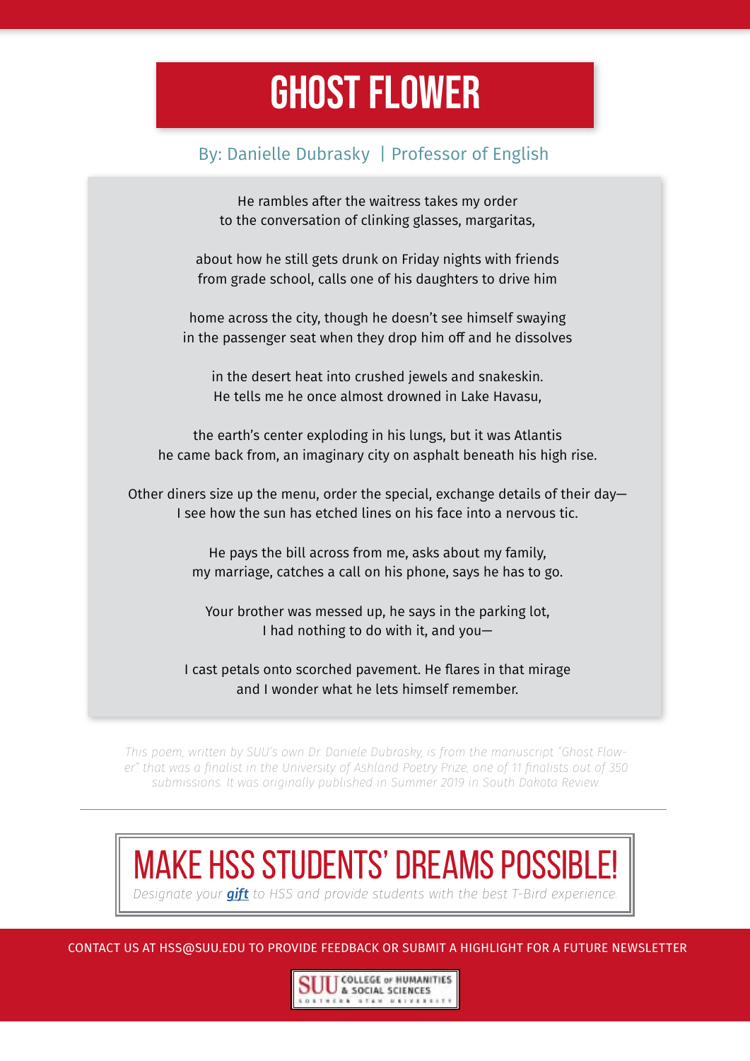# GHOST FLOWER

By: Danielle Dubrasky | Professor of English

He rambles after the waitress takes my order  
to the conversation of clinking glasses, margaritas,

about how he still gets drunk on Friday nights with friends  
from grade school, calls one of his daughters to drive him

home across the city, though he doesn't see himself swaying  
in the passenger seat when they drop him off and he dissolves

in the desert heat into crushed jewels and snakeskin.  
He tells me he once almost drowned in Lake Havasu,

the earth's center exploding in his lungs, but it was Atlantis  
he came back from, an imaginary city on asphalt beneath his high rise.

Other diners size up the menu, order the special, exchange details of their day—  
I see how the sun has etched lines on his face into a nervous tic.

He pays the bill across from me, asks about my family,  
my marriage, catches a call on his phone, says he has to go.

Your brother was messed up, he says in the parking lot,  
I had nothing to do with it, and you—

I cast petals onto scorched pavement. He flares in that mirage  
and I wonder what he lets himself remember.

*This poem, written by SUU's own Dr. Daniele Dubrasky, is from the manuscript "Ghost Flower" that was a finalist in the University of Ashland Poetry Prize, one of 11 finalists out of 350 submissions. It was originally published in Summer 2019 in South Dakota Review.*

---

## MAKE HSS STUDENTS' DREAMS POSSIBLE!

*Designate your **gift** to HSS and provide students with the best T-Bird experience.*

CONTACT US AT HSS@SUU.EDU TO PROVIDE FEEDBACK OR SUBMIT A HIGHLIGHT FOR A FUTURE NEWSLETTER

SUU COLLEGE of HUMANITIES & SOCIAL SCIENCES  
SOUTHERN UTAH UNIVERSITY